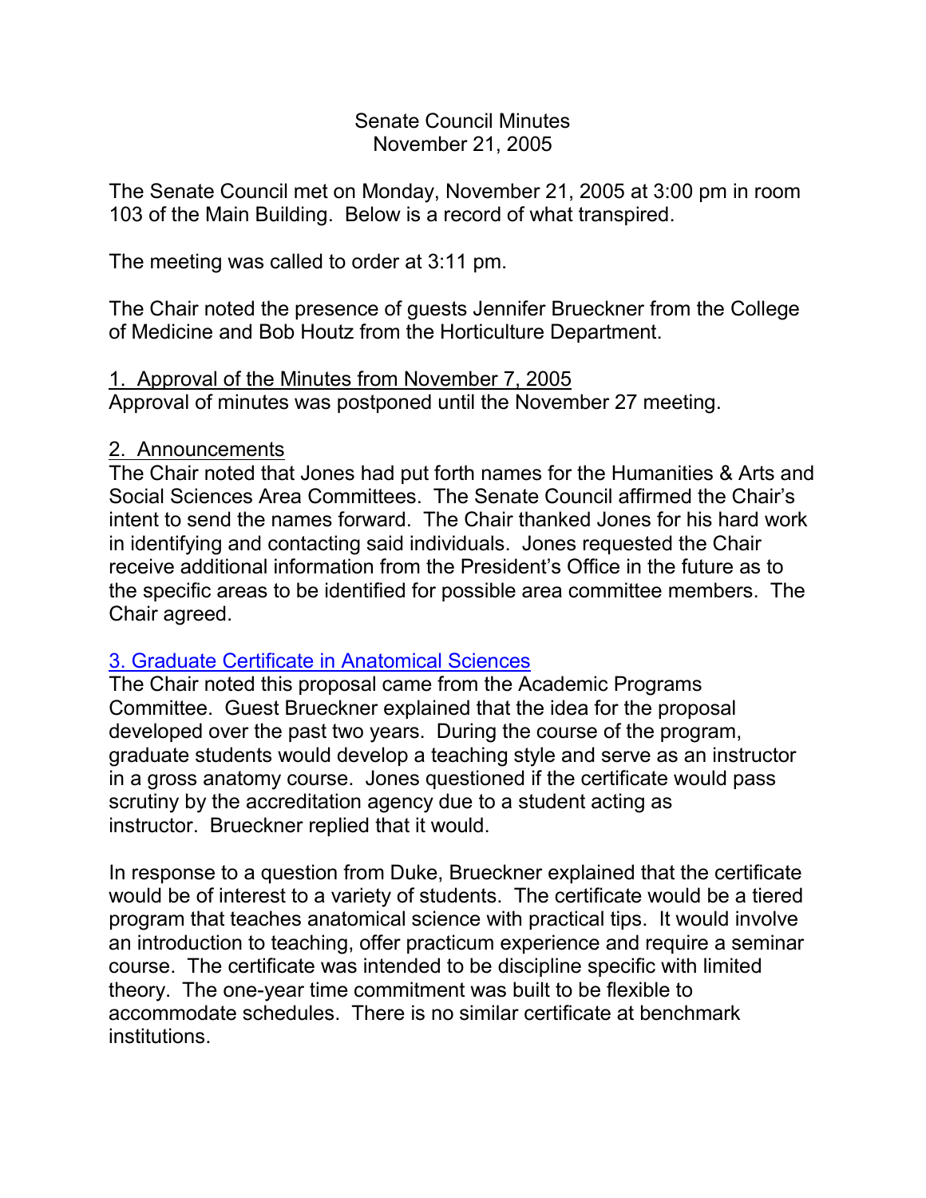# Senate Council Minutes
## November 21, 2005

The Senate Council met on Monday, November 21, 2005 at 3:00 pm in room 103 of the Main Building. Below is a record of what transpired.

The meeting was called to order at 3:11 pm.

The Chair noted the presence of guests Jennifer Brueckner from the College of Medicine and Bob Houtz from the Horticulture Department.

1. Approval of the Minutes from November 7, 2005

Approval of minutes was postponed until the November 27 meeting.

2. Announcements

The Chair noted that Jones had put forth names for the Humanities & Arts and Social Sciences Area Committees. The Senate Council affirmed the Chair's intent to send the names forward. The Chair thanked Jones for his hard work in identifying and contacting said individuals. Jones requested the Chair receive additional information from the President's Office in the future as to the specific areas to be identified for possible area committee members. The Chair agreed.

3. Graduate Certificate in Anatomical Sciences

The Chair noted this proposal came from the Academic Programs Committee. Guest Brueckner explained that the idea for the proposal developed over the past two years. During the course of the program, graduate students would develop a teaching style and serve as an instructor in a gross anatomy course. Jones questioned if the certificate would pass scrutiny by the accreditation agency due to a student acting as instructor. Brueckner replied that it would.

In response to a question from Duke, Brueckner explained that the certificate would be of interest to a variety of students. The certificate would be a tiered program that teaches anatomical science with practical tips. It would involve an introduction to teaching, offer practicum experience and require a seminar course. The certificate was intended to be discipline specific with limited theory. The one-year time commitment was built to be flexible to accommodate schedules. There is no similar certificate at benchmark institutions.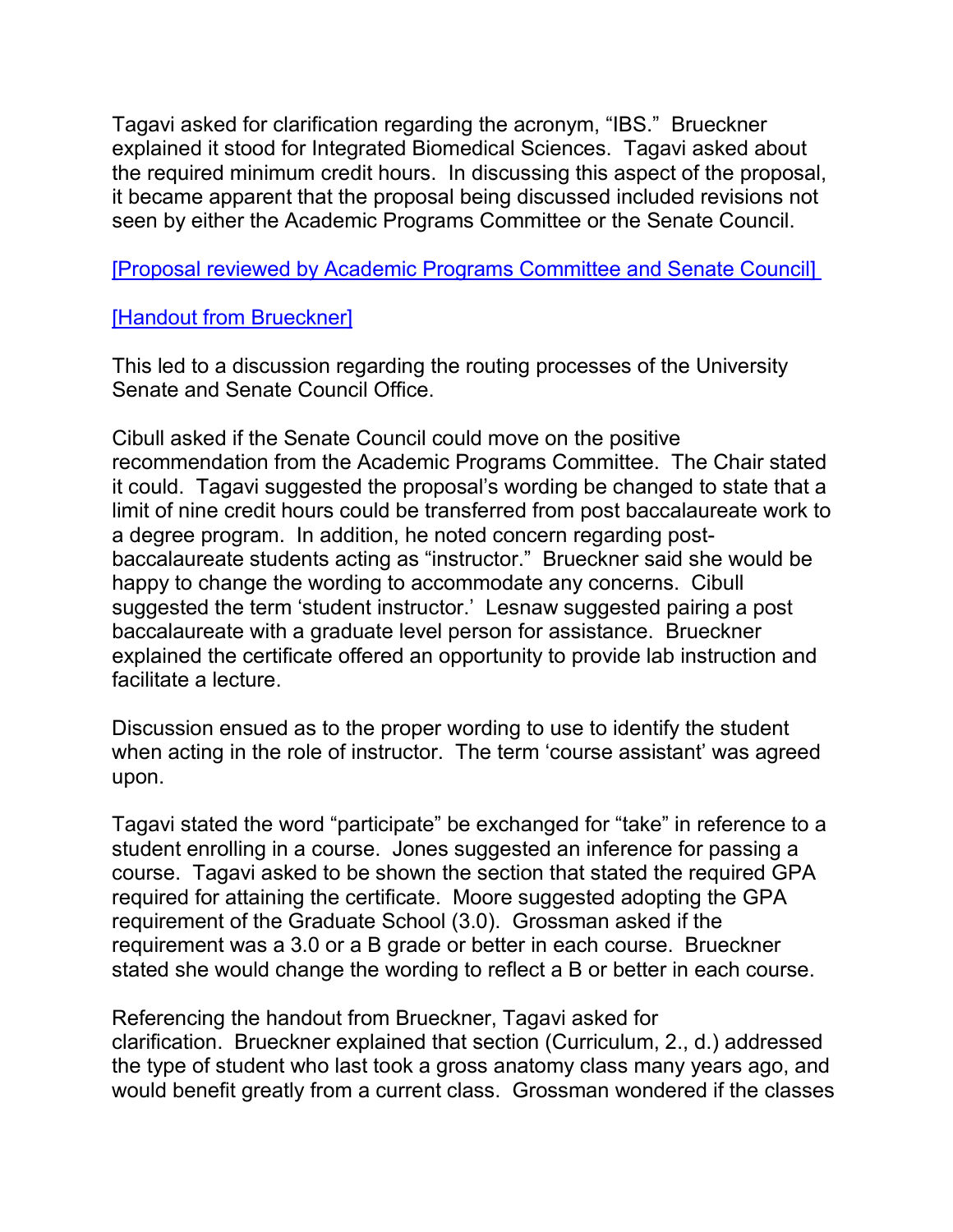Tagavi asked for clarification regarding the acronym, "IBS." Brueckner explained it stood for Integrated Biomedical Sciences. Tagavi asked about the required minimum credit hours. In discussing this aspect of the proposal, it became apparent that the proposal being discussed included revisions not seen by either the Academic Programs Committee or the Senate Council.

[Proposal reviewed by Academic Programs Committee and Senate Council]

[Handout from Brueckner]

This led to a discussion regarding the routing processes of the University Senate and Senate Council Office.

Cibull asked if the Senate Council could move on the positive recommendation from the Academic Programs Committee. The Chair stated it could. Tagavi suggested the proposal's wording be changed to state that a limit of nine credit hours could be transferred from post baccalaureate work to a degree program. In addition, he noted concern regarding post-baccalaureate students acting as "instructor." Brueckner said she would be happy to change the wording to accommodate any concerns. Cibull suggested the term 'student instructor.' Lesnaw suggested pairing a post baccalaureate with a graduate level person for assistance. Brueckner explained the certificate offered an opportunity to provide lab instruction and facilitate a lecture.

Discussion ensued as to the proper wording to use to identify the student when acting in the role of instructor. The term 'course assistant' was agreed upon.

Tagavi stated the word "participate" be exchanged for "take" in reference to a student enrolling in a course. Jones suggested an inference for passing a course. Tagavi asked to be shown the section that stated the required GPA required for attaining the certificate. Moore suggested adopting the GPA requirement of the Graduate School (3.0). Grossman asked if the requirement was a 3.0 or a B grade or better in each course. Brueckner stated she would change the wording to reflect a B or better in each course.

Referencing the handout from Brueckner, Tagavi asked for clarification. Brueckner explained that section (Curriculum, 2., d.) addressed the type of student who last took a gross anatomy class many years ago, and would benefit greatly from a current class. Grossman wondered if the classes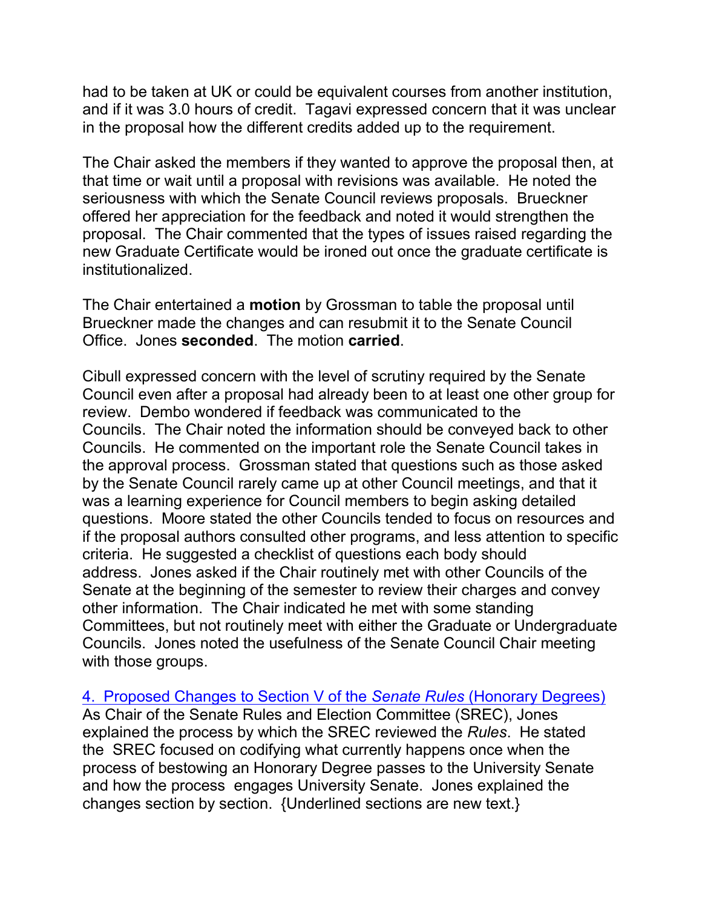had to be taken at UK or could be equivalent courses from another institution, and if it was 3.0 hours of credit. Tagavi expressed concern that it was unclear in the proposal how the different credits added up to the requirement.

The Chair asked the members if they wanted to approve the proposal then, at that time or wait until a proposal with revisions was available. He noted the seriousness with which the Senate Council reviews proposals. Brueckner offered her appreciation for the feedback and noted it would strengthen the proposal. The Chair commented that the types of issues raised regarding the new Graduate Certificate would be ironed out once the graduate certificate is institutionalized.

The Chair entertained a **motion** by Grossman to table the proposal until Brueckner made the changes and can resubmit it to the Senate Council Office. Jones **seconded**. The motion **carried**.

Cibull expressed concern with the level of scrutiny required by the Senate Council even after a proposal had already been to at least one other group for review. Dembo wondered if feedback was communicated to the Councils. The Chair noted the information should be conveyed back to other Councils. He commented on the important role the Senate Council takes in the approval process. Grossman stated that questions such as those asked by the Senate Council rarely came up at other Council meetings, and that it was a learning experience for Council members to begin asking detailed questions. Moore stated the other Councils tended to focus on resources and if the proposal authors consulted other programs, and less attention to specific criteria. He suggested a checklist of questions each body should address. Jones asked if the Chair routinely met with other Councils of the Senate at the beginning of the semester to review their charges and convey other information. The Chair indicated he met with some standing Committees, but not routinely meet with either the Graduate or Undergraduate Councils. Jones noted the usefulness of the Senate Council Chair meeting with those groups.

4. Proposed Changes to Section V of the *Senate Rules* (Honorary Degrees)

As Chair of the Senate Rules and Election Committee (SREC), Jones explained the process by which the SREC reviewed the *Rules*. He stated the SREC focused on codifying what currently happens once when the process of bestowing an Honorary Degree passes to the University Senate and how the process engages University Senate. Jones explained the changes section by section. {Underlined sections are new text.}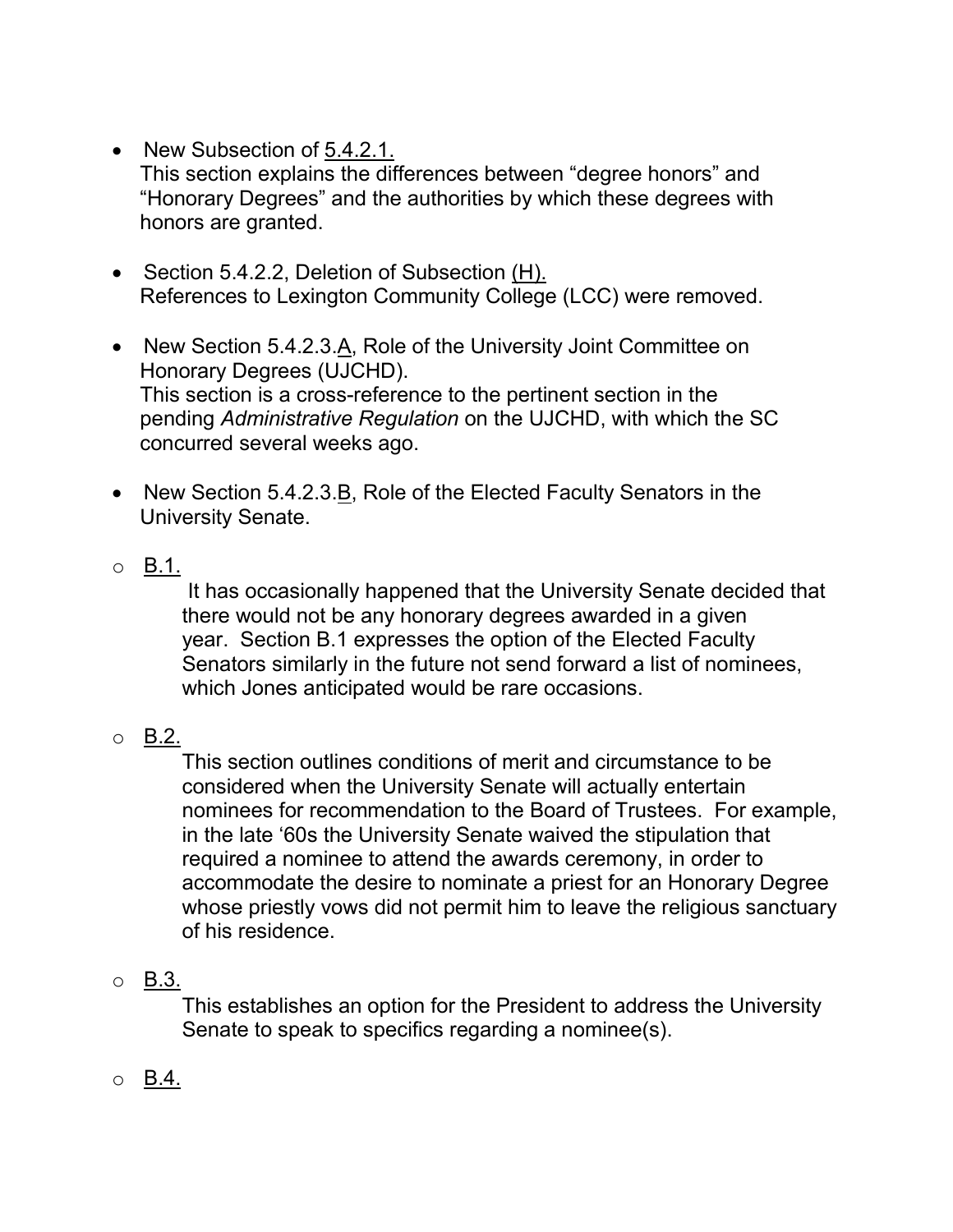- New Subsection of 5.4.2.1.
  This section explains the differences between "degree honors" and "Honorary Degrees" and the authorities by which these degrees with honors are granted.

- Section 5.4.2.2, Deletion of Subsection (H).
  References to Lexington Community College (LCC) were removed.

- New Section 5.4.2.3.A, Role of the University Joint Committee on Honorary Degrees (UJCHD).
  This section is a cross-reference to the pertinent section in the pending *Administrative Regulation* on the UJCHD, with which the SC concurred several weeks ago.

- New Section 5.4.2.3.B, Role of the Elected Faculty Senators in the University Senate.

  - B.1.
    It has occasionally happened that the University Senate decided that there would not be any honorary degrees awarded in a given year. Section B.1 expresses the option of the Elected Faculty Senators similarly in the future not send forward a list of nominees, which Jones anticipated would be rare occasions.

  - B.2.
    This section outlines conditions of merit and circumstance to be considered when the University Senate will actually entertain nominees for recommendation to the Board of Trustees. For example, in the late '60s the University Senate waived the stipulation that required a nominee to attend the awards ceremony, in order to accommodate the desire to nominate a priest for an Honorary Degree whose priestly vows did not permit him to leave the religious sanctuary of his residence.

  - B.3.
    This establishes an option for the President to address the University Senate to speak to specifics regarding a nominee(s).

  - B.4.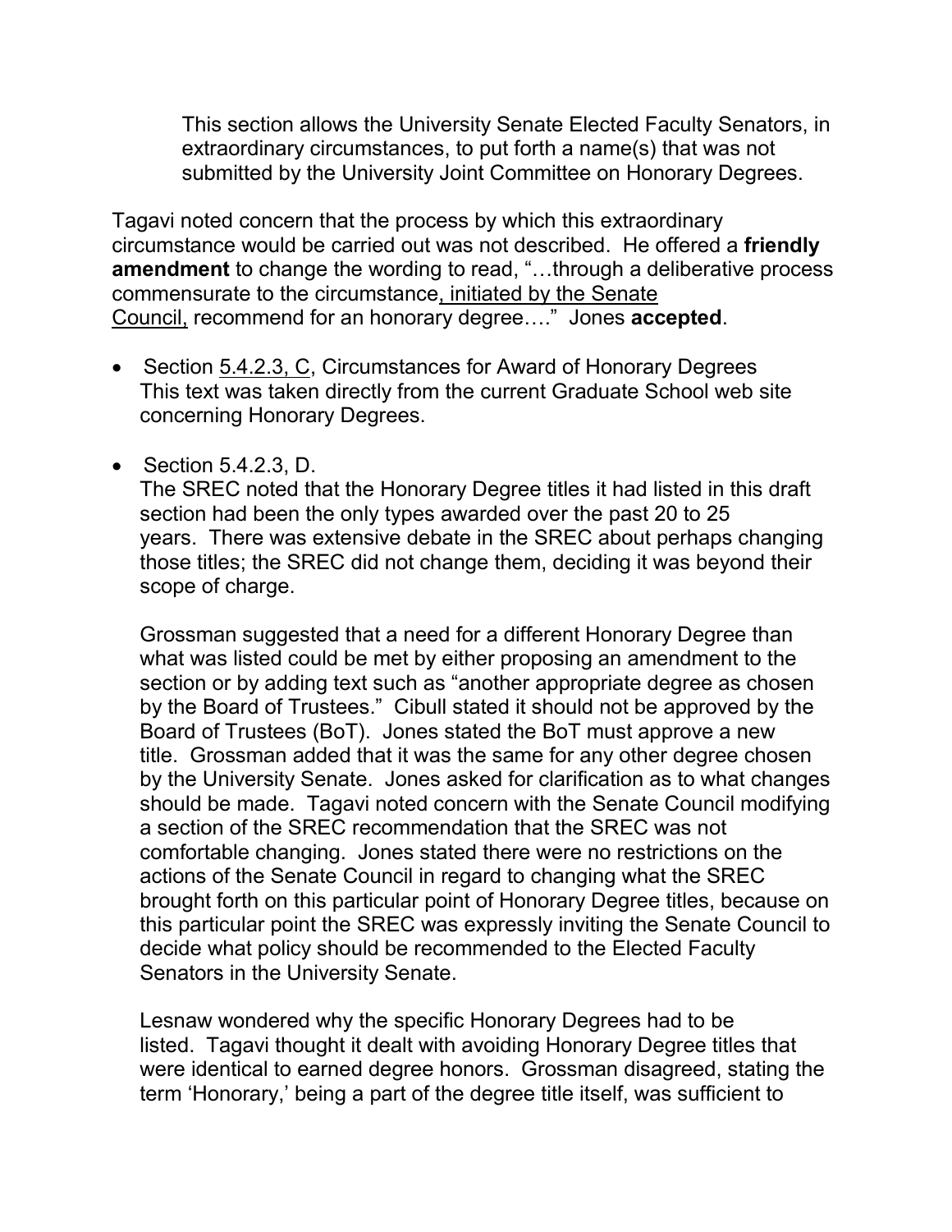This section allows the University Senate Elected Faculty Senators, in extraordinary circumstances, to put forth a name(s) that was not submitted by the University Joint Committee on Honorary Degrees.

Tagavi noted concern that the process by which this extraordinary circumstance would be carried out was not described. He offered a **friendly amendment** to change the wording to read, "…through a deliberative process commensurate to the circumstance<u>, initiated by the Senate Council,</u> recommend for an honorary degree…." Jones **accepted**.

- Section <u>5.4.2.3, C</u>, Circumstances for Award of Honorary Degrees
  This text was taken directly from the current Graduate School web site concerning Honorary Degrees.

- Section 5.4.2.3, D.
  The SREC noted that the Honorary Degree titles it had listed in this draft section had been the only types awarded over the past 20 to 25 years. There was extensive debate in the SREC about perhaps changing those titles; the SREC did not change them, deciding it was beyond their scope of charge.

  Grossman suggested that a need for a different Honorary Degree than what was listed could be met by either proposing an amendment to the section or by adding text such as "another appropriate degree as chosen by the Board of Trustees." Cibull stated it should not be approved by the Board of Trustees (BoT). Jones stated the BoT must approve a new title. Grossman added that it was the same for any other degree chosen by the University Senate. Jones asked for clarification as to what changes should be made. Tagavi noted concern with the Senate Council modifying a section of the SREC recommendation that the SREC was not comfortable changing. Jones stated there were no restrictions on the actions of the Senate Council in regard to changing what the SREC brought forth on this particular point of Honorary Degree titles, because on this particular point the SREC was expressly inviting the Senate Council to decide what policy should be recommended to the Elected Faculty Senators in the University Senate.

  Lesnaw wondered why the specific Honorary Degrees had to be listed. Tagavi thought it dealt with avoiding Honorary Degree titles that were identical to earned degree honors. Grossman disagreed, stating the term 'Honorary,' being a part of the degree title itself, was sufficient to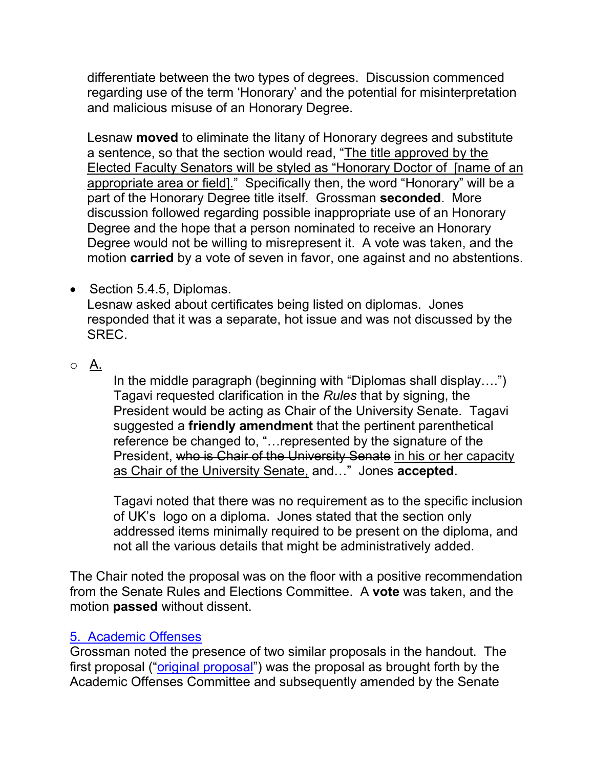differentiate between the two types of degrees. Discussion commenced regarding use of the term 'Honorary' and the potential for misinterpretation and malicious misuse of an Honorary Degree.

Lesnaw **moved** to eliminate the litany of Honorary degrees and substitute a sentence, so that the section would read, "<u>The title approved by the Elected Faculty Senators will be styled as "Honorary Doctor of [name of an appropriate area or field].</u>" Specifically then, the word "Honorary" will be a part of the Honorary Degree title itself. Grossman **seconded**. More discussion followed regarding possible inappropriate use of an Honorary Degree and the hope that a person nominated to receive an Honorary Degree would not be willing to misrepresent it. A vote was taken, and the motion **carried** by a vote of seven in favor, one against and no abstentions.

- Section 5.4.5, Diplomas.
  Lesnaw asked about certificates being listed on diplomas. Jones responded that it was a separate, hot issue and was not discussed by the SREC.

  - <u>A.</u>

    In the middle paragraph (beginning with "Diplomas shall display….") Tagavi requested clarification in the *Rules* that by signing, the President would be acting as Chair of the University Senate. Tagavi suggested a **friendly amendment** that the pertinent parenthetical reference be changed to, "…represented by the signature of the President, ~~who is Chair of the University Senate~~ <u>in his or her capacity as Chair of the University Senate,</u> and…" Jones **accepted**.

    Tagavi noted that there was no requirement as to the specific inclusion of UK's logo on a diploma. Jones stated that the section only addressed items minimally required to be present on the diploma, and not all the various details that might be administratively added.

The Chair noted the proposal was on the floor with a positive recommendation from the Senate Rules and Elections Committee. A **vote** was taken, and the motion **passed** without dissent.

<u>5. Academic Offenses</u>
Grossman noted the presence of two similar proposals in the handout. The first proposal ("<u>original proposal</u>") was the proposal as brought forth by the Academic Offenses Committee and subsequently amended by the Senate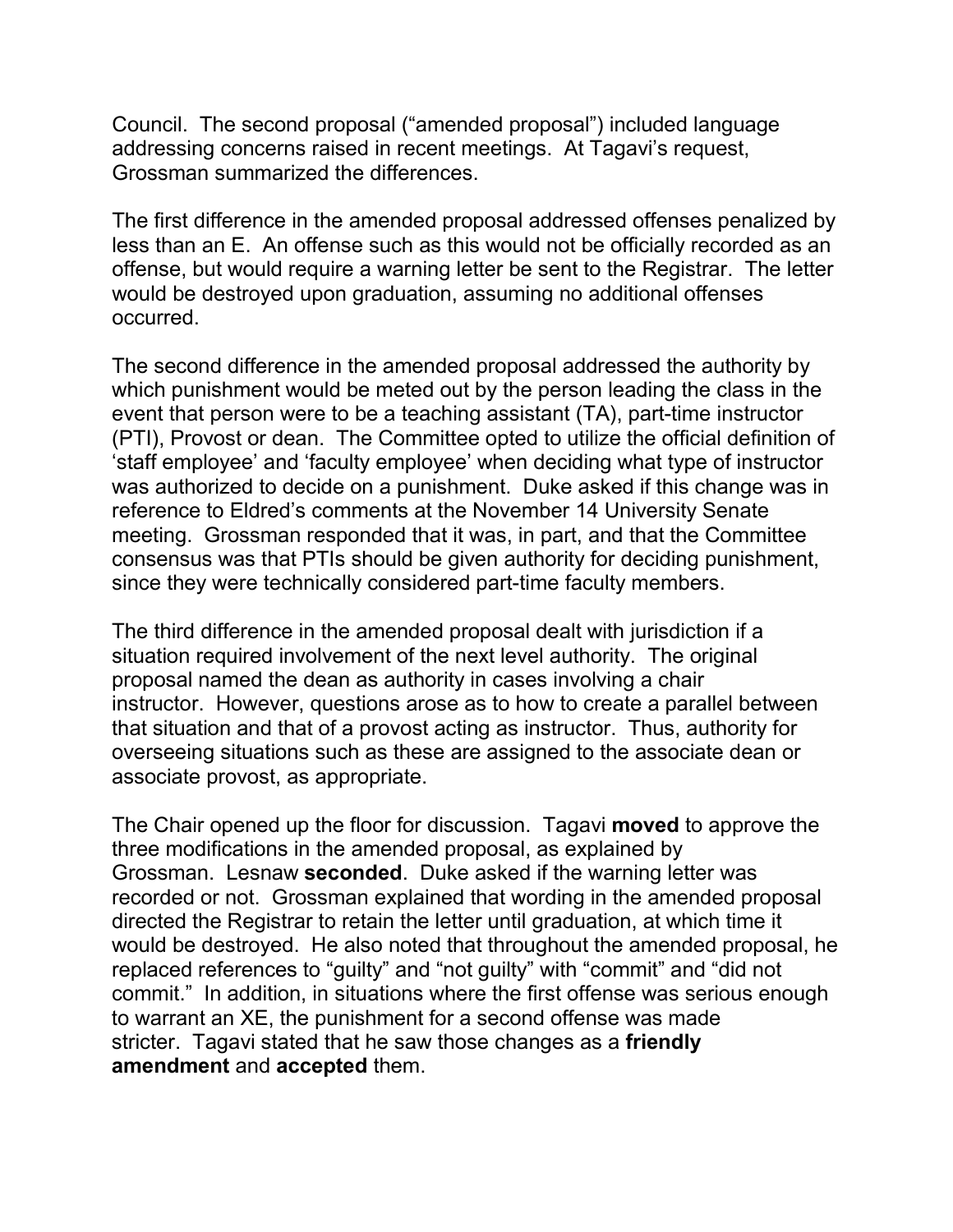Council. The second proposal ("amended proposal") included language addressing concerns raised in recent meetings. At Tagavi's request, Grossman summarized the differences.

The first difference in the amended proposal addressed offenses penalized by less than an E. An offense such as this would not be officially recorded as an offense, but would require a warning letter be sent to the Registrar. The letter would be destroyed upon graduation, assuming no additional offenses occurred.

The second difference in the amended proposal addressed the authority by which punishment would be meted out by the person leading the class in the event that person were to be a teaching assistant (TA), part-time instructor (PTI), Provost or dean. The Committee opted to utilize the official definition of 'staff employee' and 'faculty employee' when deciding what type of instructor was authorized to decide on a punishment. Duke asked if this change was in reference to Eldred's comments at the November 14 University Senate meeting. Grossman responded that it was, in part, and that the Committee consensus was that PTIs should be given authority for deciding punishment, since they were technically considered part-time faculty members.

The third difference in the amended proposal dealt with jurisdiction if a situation required involvement of the next level authority. The original proposal named the dean as authority in cases involving a chair instructor. However, questions arose as to how to create a parallel between that situation and that of a provost acting as instructor. Thus, authority for overseeing situations such as these are assigned to the associate dean or associate provost, as appropriate.

The Chair opened up the floor for discussion. Tagavi **moved** to approve the three modifications in the amended proposal, as explained by Grossman. Lesnaw **seconded**. Duke asked if the warning letter was recorded or not. Grossman explained that wording in the amended proposal directed the Registrar to retain the letter until graduation, at which time it would be destroyed. He also noted that throughout the amended proposal, he replaced references to "guilty" and "not guilty" with "commit" and "did not commit." In addition, in situations where the first offense was serious enough to warrant an XE, the punishment for a second offense was made stricter. Tagavi stated that he saw those changes as a **friendly amendment** and **accepted** them.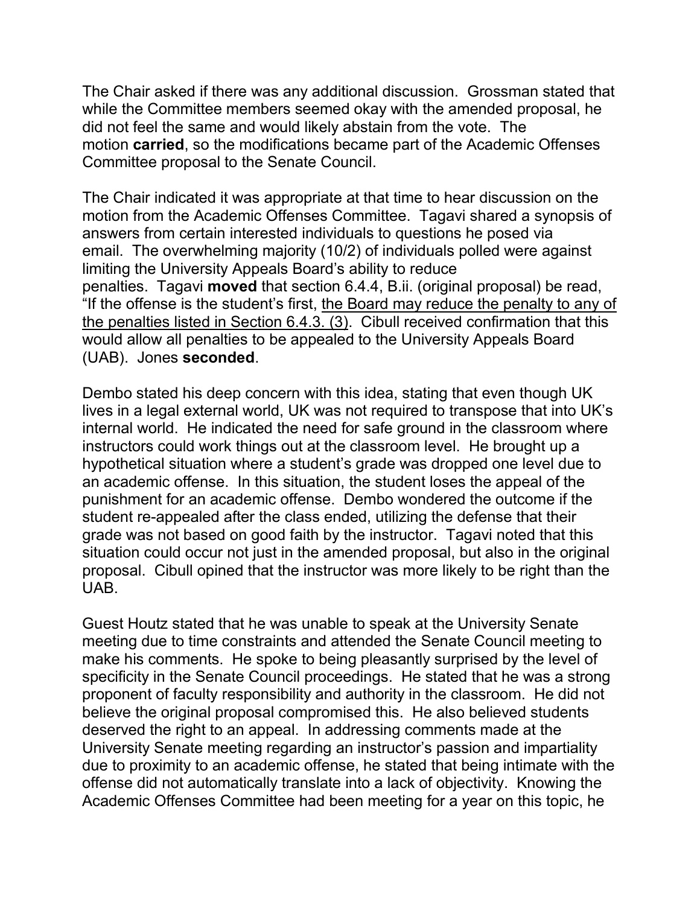The Chair asked if there was any additional discussion. Grossman stated that while the Committee members seemed okay with the amended proposal, he did not feel the same and would likely abstain from the vote. The motion **carried**, so the modifications became part of the Academic Offenses Committee proposal to the Senate Council.

The Chair indicated it was appropriate at that time to hear discussion on the motion from the Academic Offenses Committee. Tagavi shared a synopsis of answers from certain interested individuals to questions he posed via email. The overwhelming majority (10/2) of individuals polled were against limiting the University Appeals Board's ability to reduce penalties. Tagavi **moved** that section 6.4.4, B.ii. (original proposal) be read, "If the offense is the student's first, <u>the Board may reduce the penalty to any of the penalties listed in Section 6.4.3. (3)</u>. Cibull received confirmation that this would allow all penalties to be appealed to the University Appeals Board (UAB). Jones **seconded**.

Dembo stated his deep concern with this idea, stating that even though UK lives in a legal external world, UK was not required to transpose that into UK's internal world. He indicated the need for safe ground in the classroom where instructors could work things out at the classroom level. He brought up a hypothetical situation where a student's grade was dropped one level due to an academic offense. In this situation, the student loses the appeal of the punishment for an academic offense. Dembo wondered the outcome if the student re-appealed after the class ended, utilizing the defense that their grade was not based on good faith by the instructor. Tagavi noted that this situation could occur not just in the amended proposal, but also in the original proposal. Cibull opined that the instructor was more likely to be right than the UAB.

Guest Houtz stated that he was unable to speak at the University Senate meeting due to time constraints and attended the Senate Council meeting to make his comments. He spoke to being pleasantly surprised by the level of specificity in the Senate Council proceedings. He stated that he was a strong proponent of faculty responsibility and authority in the classroom. He did not believe the original proposal compromised this. He also believed students deserved the right to an appeal. In addressing comments made at the University Senate meeting regarding an instructor's passion and impartiality due to proximity to an academic offense, he stated that being intimate with the offense did not automatically translate into a lack of objectivity. Knowing the Academic Offenses Committee had been meeting for a year on this topic, he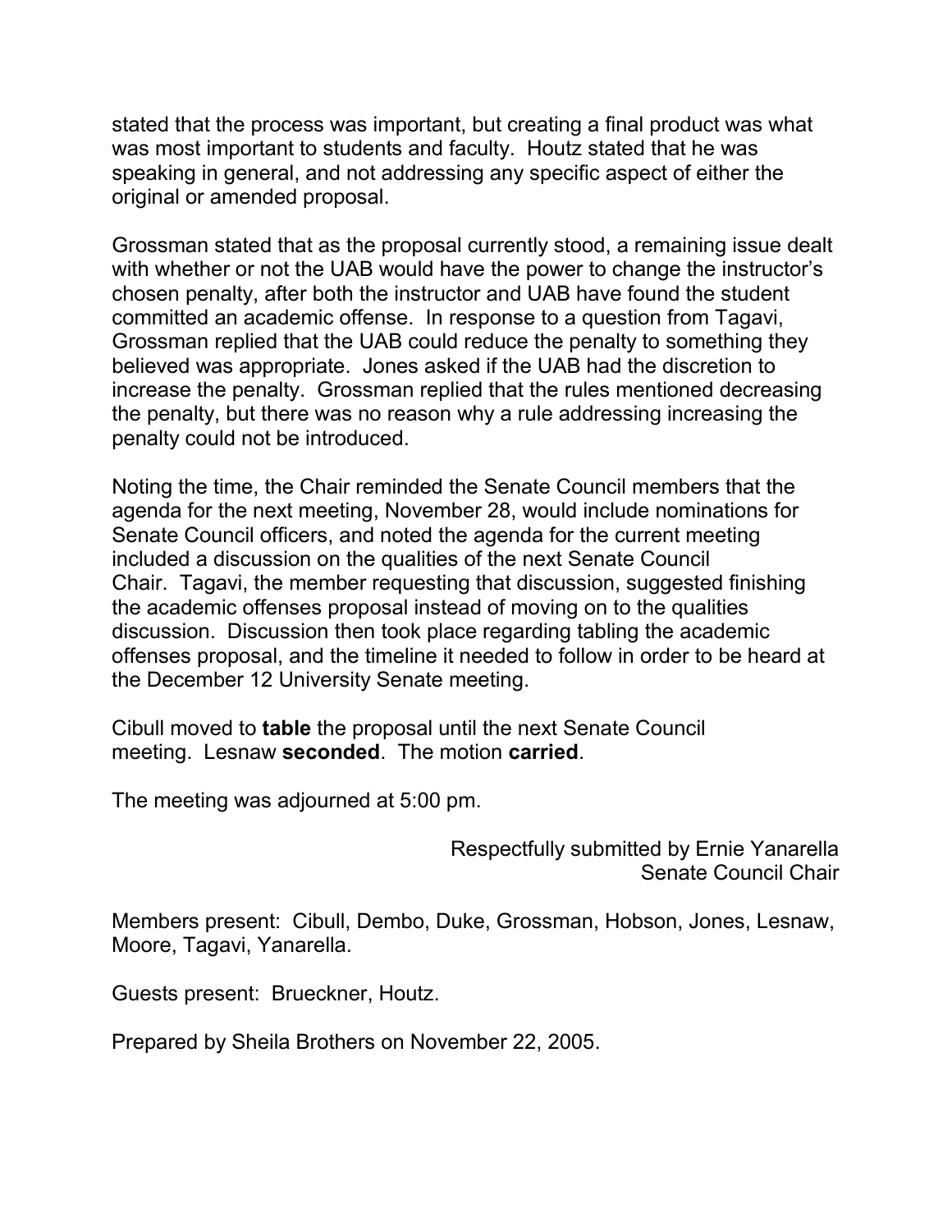stated that the process was important, but creating a final product was what was most important to students and faculty. Houtz stated that he was speaking in general, and not addressing any specific aspect of either the original or amended proposal.

Grossman stated that as the proposal currently stood, a remaining issue dealt with whether or not the UAB would have the power to change the instructor's chosen penalty, after both the instructor and UAB have found the student committed an academic offense. In response to a question from Tagavi, Grossman replied that the UAB could reduce the penalty to something they believed was appropriate. Jones asked if the UAB had the discretion to increase the penalty. Grossman replied that the rules mentioned decreasing the penalty, but there was no reason why a rule addressing increasing the penalty could not be introduced.

Noting the time, the Chair reminded the Senate Council members that the agenda for the next meeting, November 28, would include nominations for Senate Council officers, and noted the agenda for the current meeting included a discussion on the qualities of the next Senate Council Chair. Tagavi, the member requesting that discussion, suggested finishing the academic offenses proposal instead of moving on to the qualities discussion. Discussion then took place regarding tabling the academic offenses proposal, and the timeline it needed to follow in order to be heard at the December 12 University Senate meeting.

Cibull moved to **table** the proposal until the next Senate Council meeting. Lesnaw **seconded**. The motion **carried**.

The meeting was adjourned at 5:00 pm.

Respectfully submitted by Ernie Yanarella
Senate Council Chair

Members present: Cibull, Dembo, Duke, Grossman, Hobson, Jones, Lesnaw, Moore, Tagavi, Yanarella.

Guests present: Brueckner, Houtz.

Prepared by Sheila Brothers on November 22, 2005.